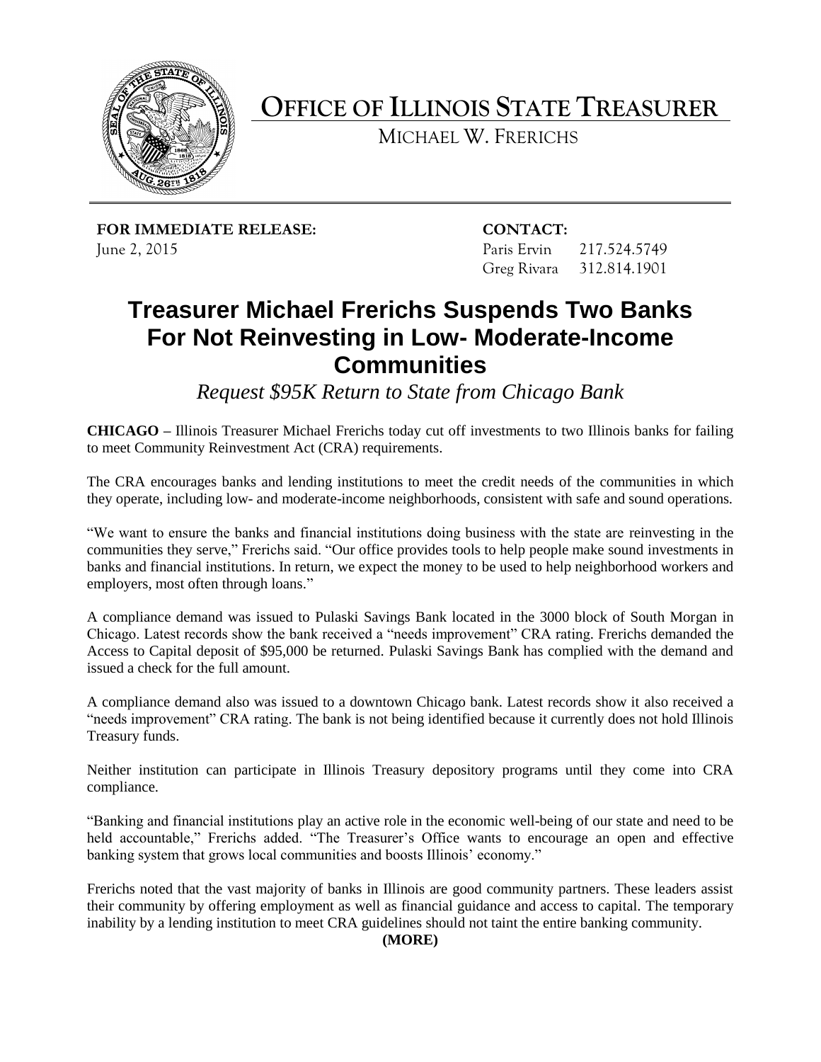# OFFICE OF ILLINOIS STATE TREASURER

MICHAEL W. FRERICHS

**FOR IMMEDIATE RELEASE:**
June 2, 2015

**CONTACT:**
Paris Ervin 217.524.5749
Greg Rivara 312.814.1901

## Treasurer Michael Frerichs Suspends Two Banks For Not Reinvesting in Low- Moderate-Income Communities

*Request $95K Return to State from Chicago Bank*

**CHICAGO** – Illinois Treasurer Michael Frerichs today cut off investments to two Illinois banks for failing to meet Community Reinvestment Act (CRA) requirements.

The CRA encourages banks and lending institutions to meet the credit needs of the communities in which they operate, including low- and moderate-income neighborhoods, consistent with safe and sound operations.

"We want to ensure the banks and financial institutions doing business with the state are reinvesting in the communities they serve," Frerichs said. "Our office provides tools to help people make sound investments in banks and financial institutions. In return, we expect the money to be used to help neighborhood workers and employers, most often through loans."

A compliance demand was issued to Pulaski Savings Bank located in the 3000 block of South Morgan in Chicago. Latest records show the bank received a "needs improvement" CRA rating. Frerichs demanded the Access to Capital deposit of $95,000 be returned. Pulaski Savings Bank has complied with the demand and issued a check for the full amount.

A compliance demand also was issued to a downtown Chicago bank. Latest records show it also received a "needs improvement" CRA rating. The bank is not being identified because it currently does not hold Illinois Treasury funds.

Neither institution can participate in Illinois Treasury depository programs until they come into CRA compliance.

"Banking and financial institutions play an active role in the economic well-being of our state and need to be held accountable," Frerichs added. "The Treasurer's Office wants to encourage an open and effective banking system that grows local communities and boosts Illinois' economy."

Frerichs noted that the vast majority of banks in Illinois are good community partners. These leaders assist their community by offering employment as well as financial guidance and access to capital. The temporary inability by a lending institution to meet CRA guidelines should not taint the entire banking community.

**(MORE)**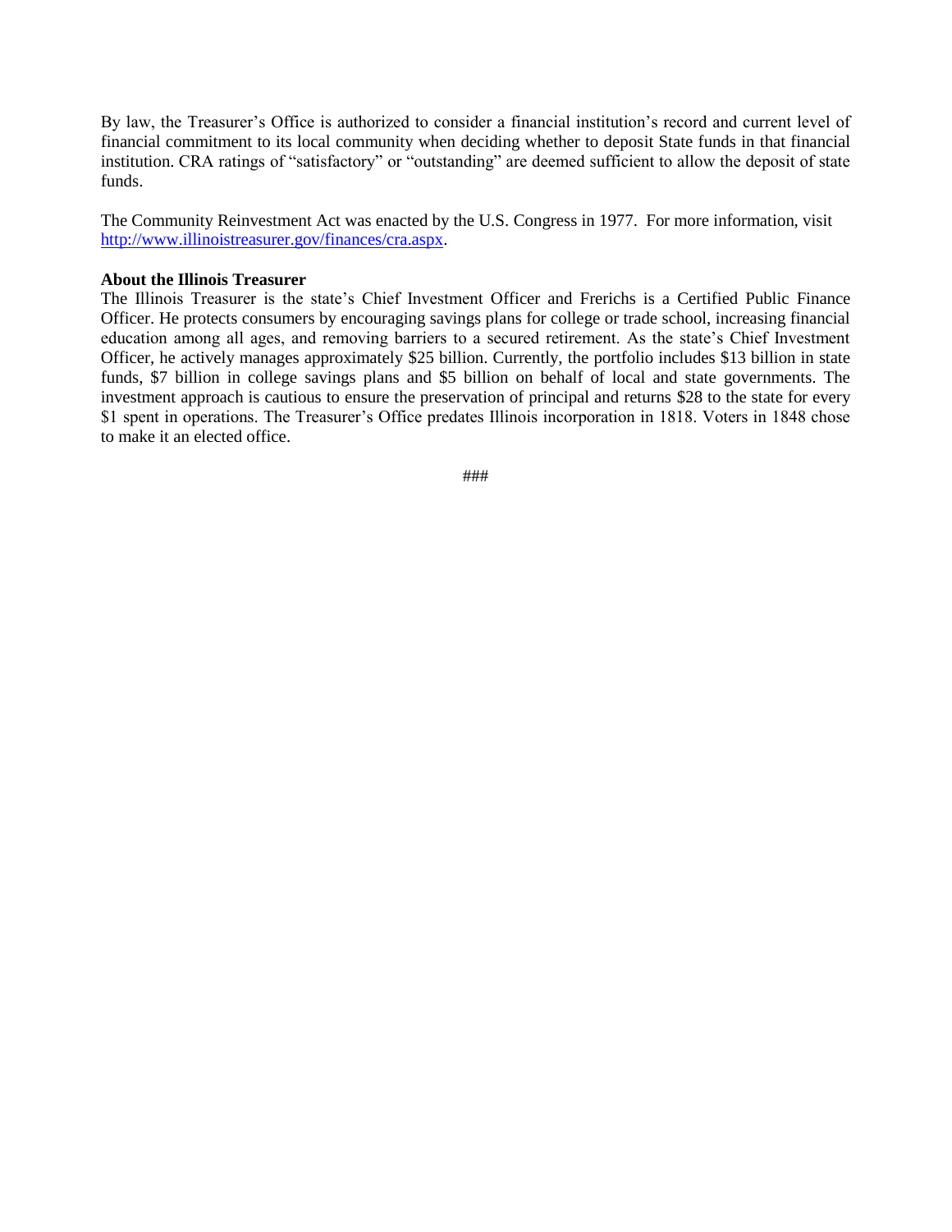By law, the Treasurer's Office is authorized to consider a financial institution's record and current level of financial commitment to its local community when deciding whether to deposit State funds in that financial institution. CRA ratings of "satisfactory" or "outstanding" are deemed sufficient to allow the deposit of state funds.

The Community Reinvestment Act was enacted by the U.S. Congress in 1977. For more information, visit http://www.illinoistreasurer.gov/finances/cra.aspx.

**About the Illinois Treasurer**

The Illinois Treasurer is the state's Chief Investment Officer and Frerichs is a Certified Public Finance Officer. He protects consumers by encouraging savings plans for college or trade school, increasing financial education among all ages, and removing barriers to a secured retirement. As the state's Chief Investment Officer, he actively manages approximately $25 billion. Currently, the portfolio includes $13 billion in state funds, $7 billion in college savings plans and $5 billion on behalf of local and state governments. The investment approach is cautious to ensure the preservation of principal and returns $28 to the state for every $1 spent in operations. The Treasurer's Office predates Illinois incorporation in 1818. Voters in 1848 chose to make it an elected office.

###